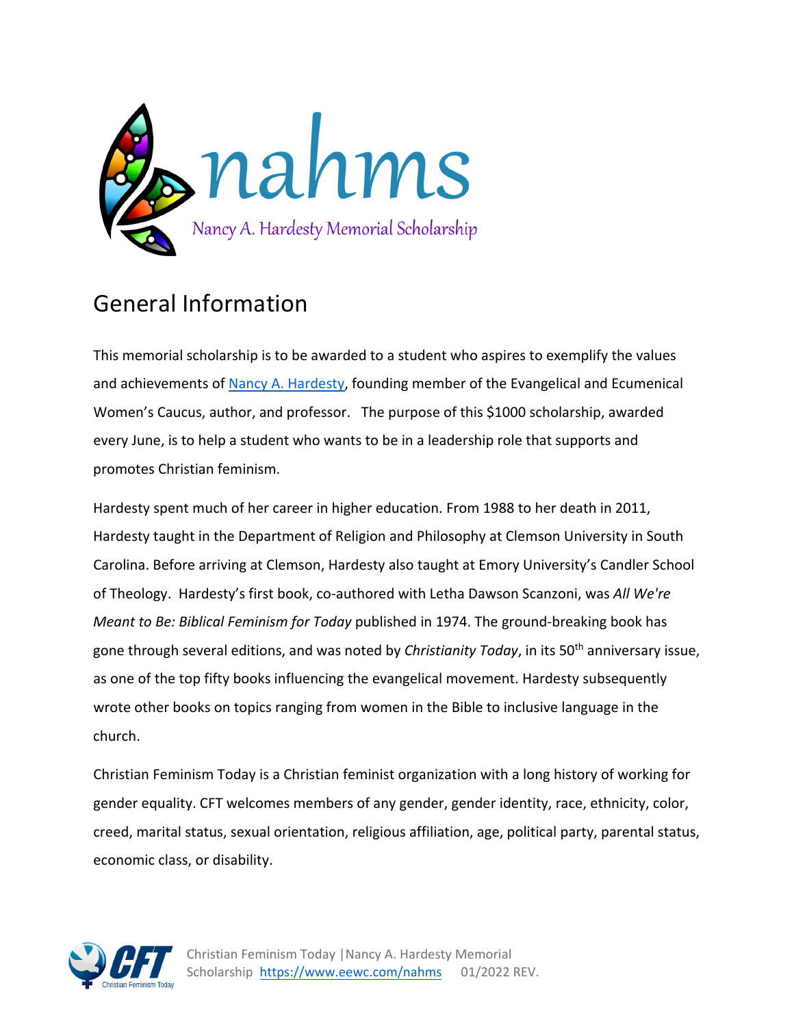# nahms

Nancy A. Hardesty Memorial Scholarship

## General Information

This memorial scholarship is to be awarded to a student who aspires to exemplify the values and achievements of [Nancy A. Hardesty](), founding member of the Evangelical and Ecumenical Women's Caucus, author, and professor. The purpose of this $1000 scholarship, awarded every June, is to help a student who wants to be in a leadership role that supports and promotes Christian feminism.

Hardesty spent much of her career in higher education. From 1988 to her death in 2011, Hardesty taught in the Department of Religion and Philosophy at Clemson University in South Carolina. Before arriving at Clemson, Hardesty also taught at Emory University's Candler School of Theology. Hardesty's first book, co-authored with Letha Dawson Scanzoni, was *All We're Meant to Be: Biblical Feminism for Today* published in 1974. The ground-breaking book has gone through several editions, and was noted by *Christianity Today*, in its 50th anniversary issue, as one of the top fifty books influencing the evangelical movement. Hardesty subsequently wrote other books on topics ranging from women in the Bible to inclusive language in the church.

Christian Feminism Today is a Christian feminist organization with a long history of working for gender equality. CFT welcomes members of any gender, gender identity, race, ethnicity, color, creed, marital status, sexual orientation, religious affiliation, age, political party, parental status, economic class, or disability.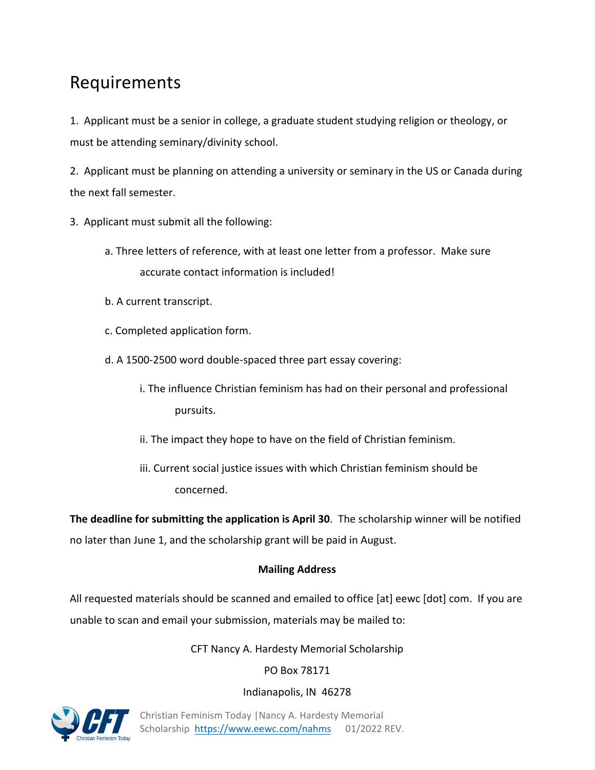# Requirements

1. Applicant must be a senior in college, a graduate student studying religion or theology, or must be attending seminary/divinity school.

2. Applicant must be planning on attending a university or seminary in the US or Canada during the next fall semester.

3. Applicant must submit all the following:

   a. Three letters of reference, with at least one letter from a professor. Make sure accurate contact information is included!

   b. A current transcript.

   c. Completed application form.

   d. A 1500-2500 word double-spaced three part essay covering:

      i. The influence Christian feminism has had on their personal and professional pursuits.

      ii. The impact they hope to have on the field of Christian feminism.

      iii. Current social justice issues with which Christian feminism should be concerned.

**The deadline for submitting the application is April 30**. The scholarship winner will be notified no later than June 1, and the scholarship grant will be paid in August.

**Mailing Address**

All requested materials should be scanned and emailed to office [at] eewc [dot] com. If you are unable to scan and email your submission, materials may be mailed to:

CFT Nancy A. Hardesty Memorial Scholarship

PO Box 78171

Indianapolis, IN 46278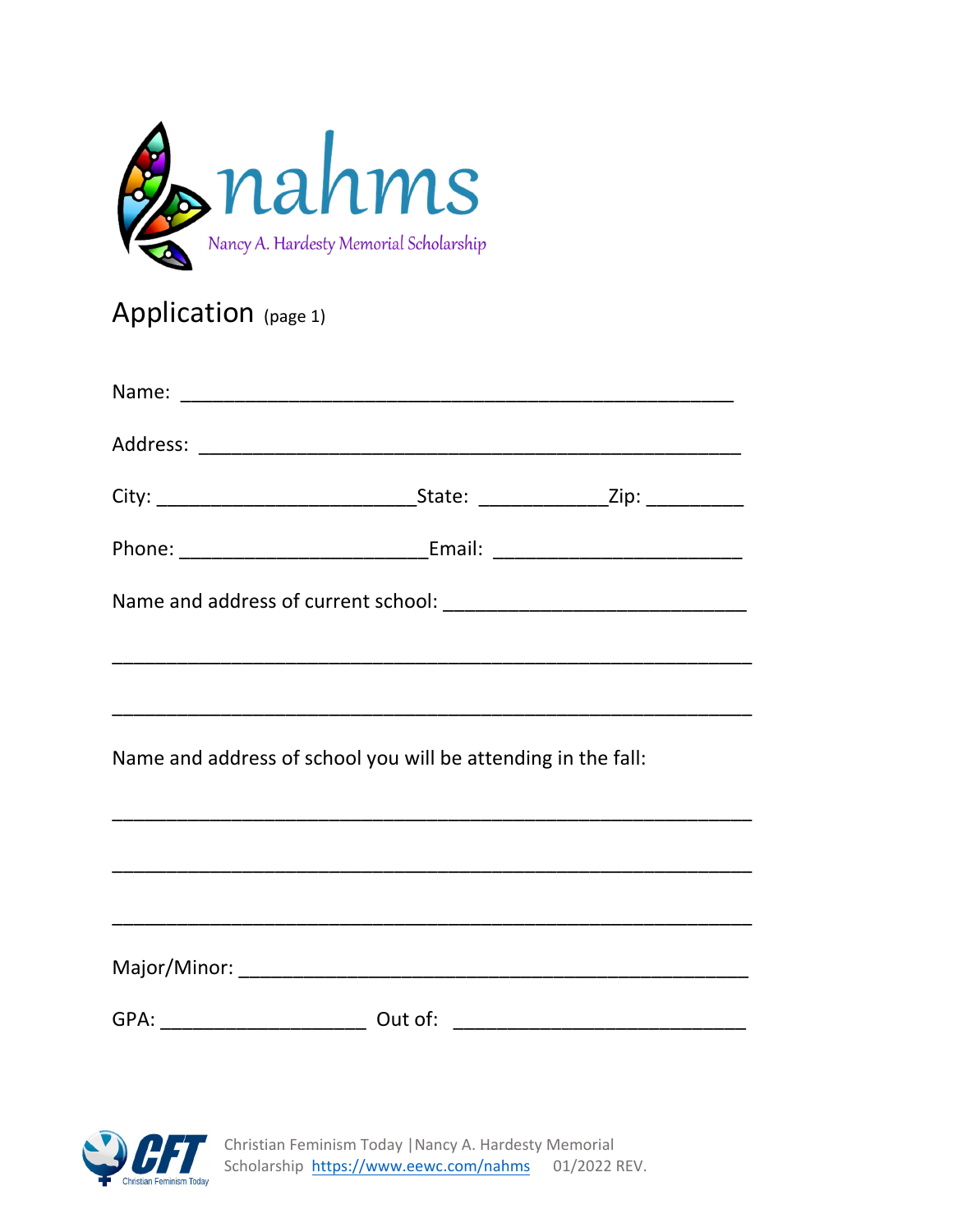nahms

Nancy A. Hardesty Memorial Scholarship

# Application (page 1)

Name: ___________________________________________________

Address: _________________________________________________

City: ________________________State: ____________Zip: _________

Phone: _______________________Email: _______________________

Name and address of current school: ____________________________

____________________________________________________________

____________________________________________________________

Name and address of school you will be attending in the fall:

____________________________________________________________

____________________________________________________________

____________________________________________________________

Major/Minor: _______________________________________________

GPA: ___________________ Out of: ___________________________

Christian Feminism Today | Nancy A. Hardesty Memorial Scholarship https://www.eewc.com/nahms 01/2022 REV.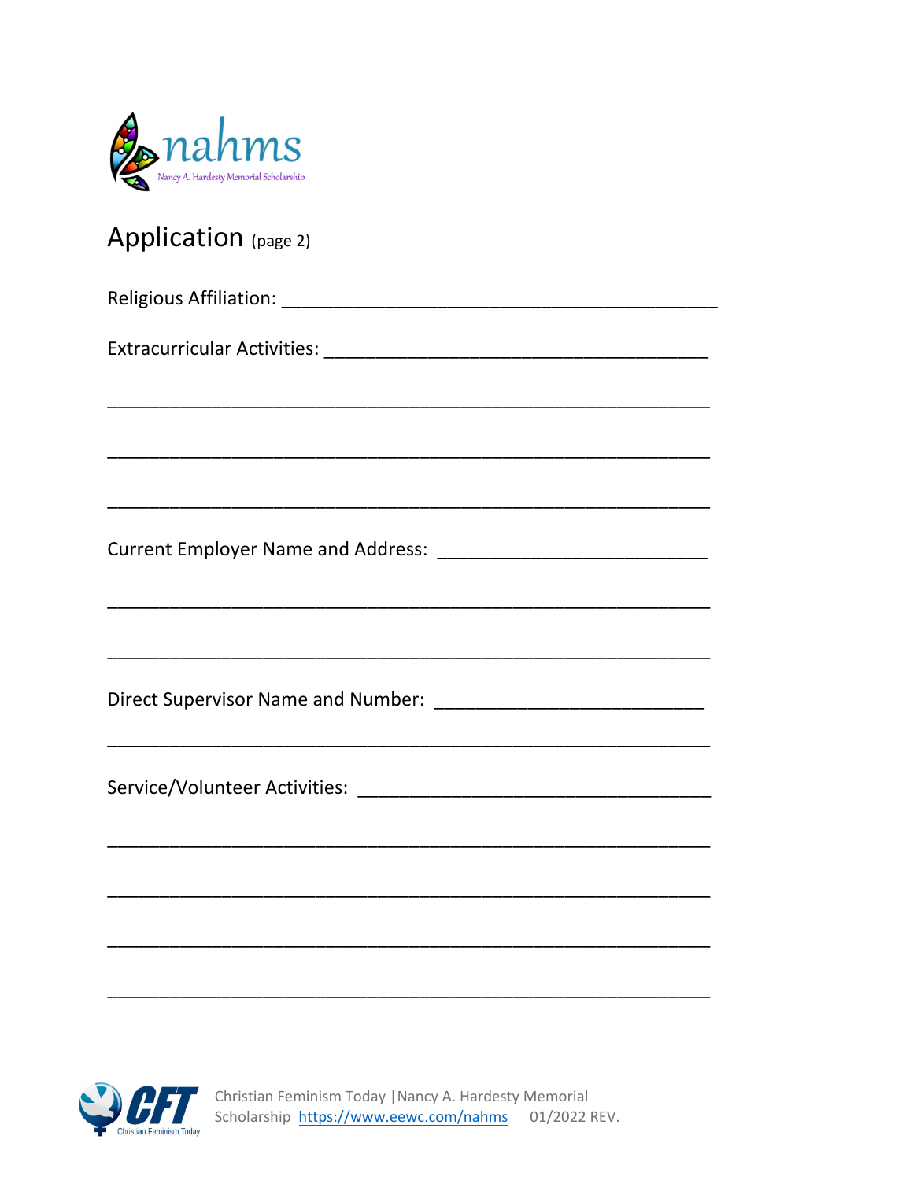nahms

Nancy A. Hardesty Memorial Scholarship

# Application (page 2)

Religious Affiliation: ___________________________________________

Extracurricular Activities: ______________________________________

____________________________________________________________

____________________________________________________________

____________________________________________________________

Current Employer Name and Address: __________________________

____________________________________________________________

____________________________________________________________

Direct Supervisor Name and Number: __________________________

____________________________________________________________

Service/Volunteer Activities: ____________________________________

____________________________________________________________

____________________________________________________________

____________________________________________________________

____________________________________________________________